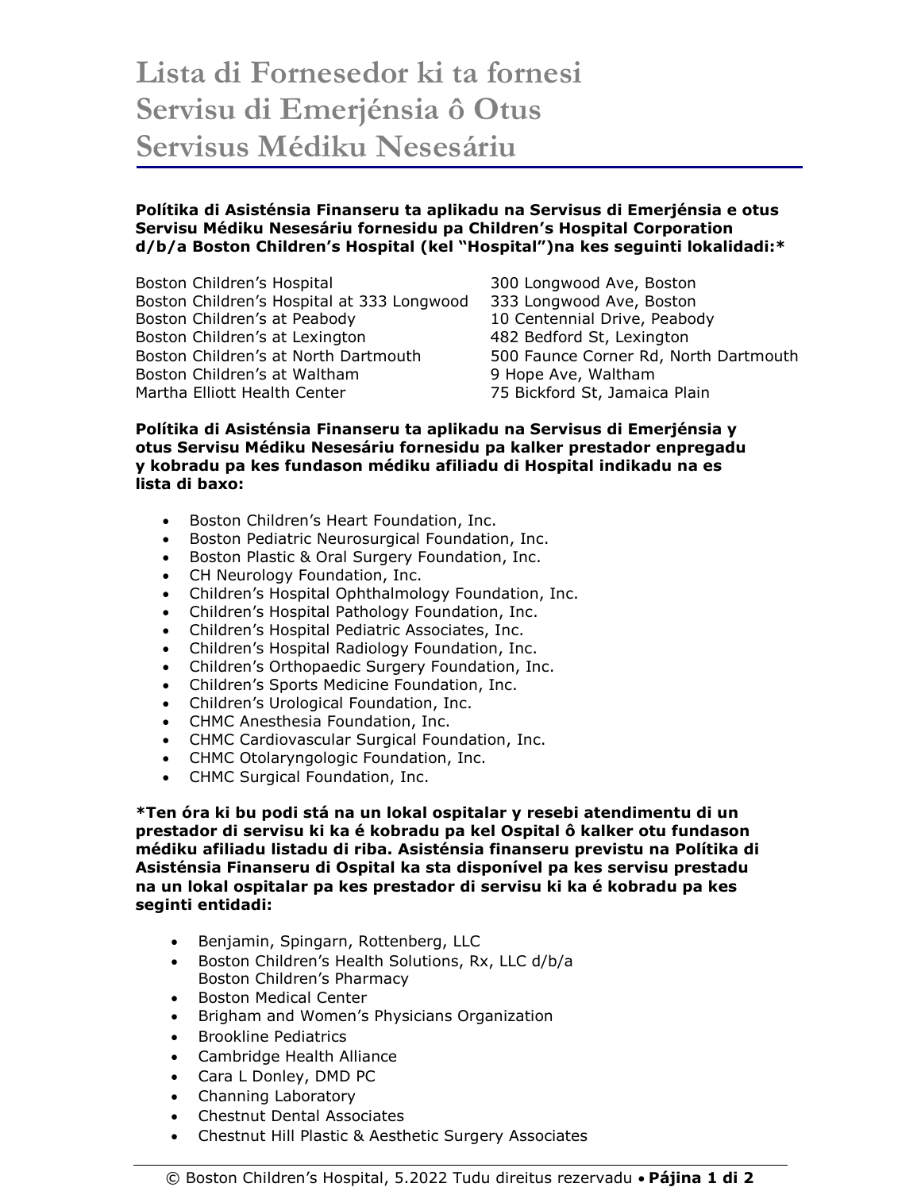# Lista di Fornesedor ki ta fornesi Servisu di Emerjénsia ô Otus Servisus Médiku Nesesáriu

**Polítika di Asisténsia Finanseru ta aplikadu na Servisus di Emerjénsia e otus Servisu Médiku Nesesáriu fornesidu pa Children's Hospital Corporation d/b/a Boston Children's Hospital (kel "Hospital")na kes seguinti lokalidadi:***

| | |
|---|---|
| Boston Children's Hospital | 300 Longwood Ave, Boston |
| Boston Children's Hospital at 333 Longwood | 333 Longwood Ave, Boston |
| Boston Children's at Peabody | 10 Centennial Drive, Peabody |
| Boston Children's at Lexington | 482 Bedford St, Lexington |
| Boston Children's at North Dartmouth | 500 Faunce Corner Rd, North Dartmouth |
| Boston Children's at Waltham | 9 Hope Ave, Waltham |
| Martha Elliott Health Center | 75 Bickford St, Jamaica Plain |

**Polítika di Asisténsia Finanseru ta aplikadu na Servisus di Emerjénsia y otus Servisu Médiku Nesesáriu fornesidu pa kalker prestador enpregadu y kobradu pa kes fundason médiku afiliadu di Hospital indikadu na es lista di baxo:**

- Boston Children's Heart Foundation, Inc.
- Boston Pediatric Neurosurgical Foundation, Inc.
- Boston Plastic & Oral Surgery Foundation, Inc.
- CH Neurology Foundation, Inc.
- Children's Hospital Ophthalmology Foundation, Inc.
- Children's Hospital Pathology Foundation, Inc.
- Children's Hospital Pediatric Associates, Inc.
- Children's Hospital Radiology Foundation, Inc.
- Children's Orthopaedic Surgery Foundation, Inc.
- Children's Sports Medicine Foundation, Inc.
- Children's Urological Foundation, Inc.
- CHMC Anesthesia Foundation, Inc.
- CHMC Cardiovascular Surgical Foundation, Inc.
- CHMC Otolaryngologic Foundation, Inc.
- CHMC Surgical Foundation, Inc.

***Ten óra ki bu podi stá na un lokal ospitalar y resebi atendimentu di un prestador di servisu ki ka é kobradu pa kel Ospital ô kalker otu fundason médiku afiliadu listadu di riba. Asisténsia finanseru previstu na Polítika di Asisténsia Finanseru di Ospital ka sta disponível pa kes servisu prestadu na un lokal ospitalar pa kes prestador di servisu ki ka é kobradu pa kes seginti entidadi:**

- Benjamin, Spingarn, Rottenberg, LLC
- Boston Children's Health Solutions, Rx, LLC d/b/a Boston Children's Pharmacy
- Boston Medical Center
- Brigham and Women's Physicians Organization
- Brookline Pediatrics
- Cambridge Health Alliance
- Cara L Donley, DMD PC
- Channing Laboratory
- Chestnut Dental Associates
- Chestnut Hill Plastic & Aesthetic Surgery Associates

© Boston Children's Hospital, 5.2022 Tudu direitus rezervadu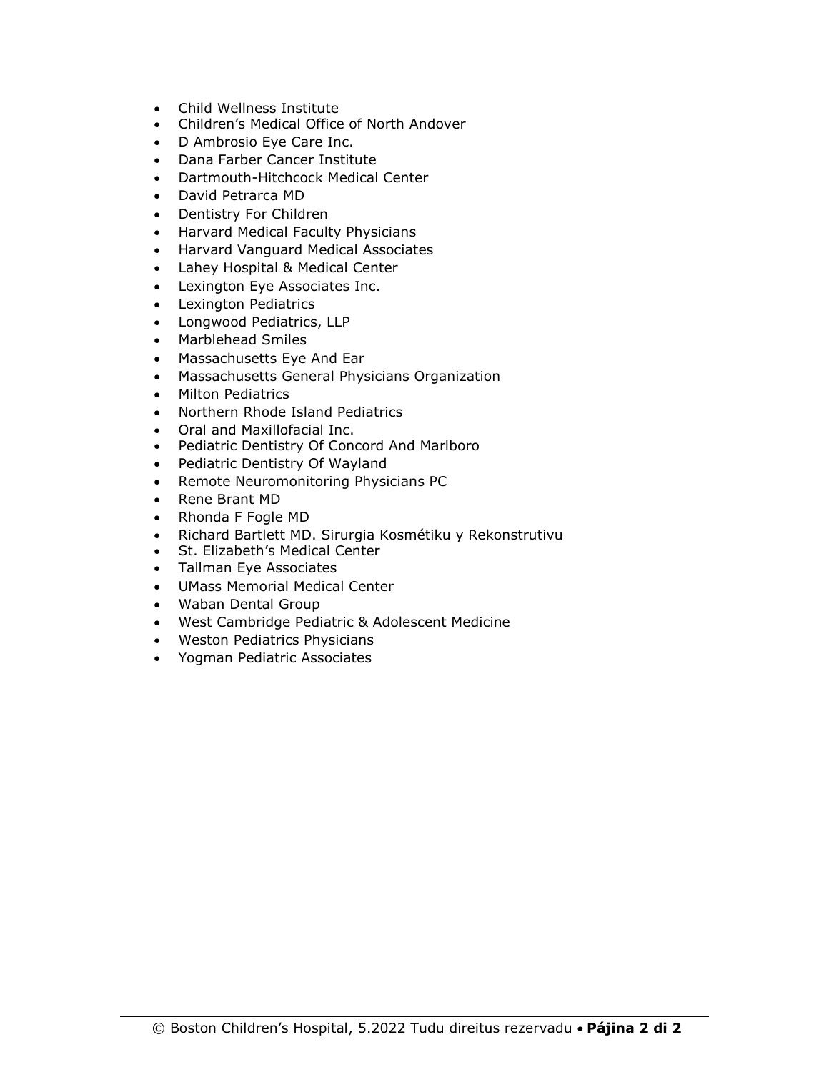- Child Wellness Institute
- Children's Medical Office of North Andover
- D Ambrosio Eye Care Inc.
- Dana Farber Cancer Institute
- Dartmouth-Hitchcock Medical Center
- David Petrarca MD
- Dentistry For Children
- Harvard Medical Faculty Physicians
- Harvard Vanguard Medical Associates
- Lahey Hospital & Medical Center
- Lexington Eye Associates Inc.
- Lexington Pediatrics
- Longwood Pediatrics, LLP
- Marblehead Smiles
- Massachusetts Eye And Ear
- Massachusetts General Physicians Organization
- Milton Pediatrics
- Northern Rhode Island Pediatrics
- Oral and Maxillofacial Inc.
- Pediatric Dentistry Of Concord And Marlboro
- Pediatric Dentistry Of Wayland
- Remote Neuromonitoring Physicians PC
- Rene Brant MD
- Rhonda F Fogle MD
- Richard Bartlett MD. Sirurgia Kosmétiku y Rekonstrutivu
- St. Elizabeth's Medical Center
- Tallman Eye Associates
- UMass Memorial Medical Center
- Waban Dental Group
- West Cambridge Pediatric & Adolescent Medicine
- Weston Pediatrics Physicians
- Yogman Pediatric Associates

© Boston Children's Hospital, 5.2022 Tudu direitus rezervadu